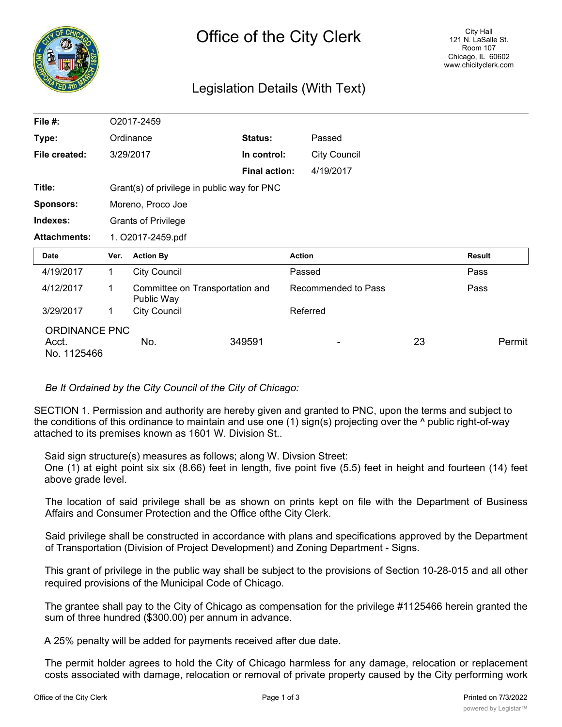# Office of the City Clerk

City Hall
121 N. LaSalle St.
Room 107
Chicago, IL 60602
www.chicityclerk.com

## Legislation Details (With Text)

| | | | |
|---|---|---|---|
| **File #:** | O2017-2459 | | |
| **Type:** | Ordinance | **Status:** | Passed |
| **File created:** | 3/29/2017 | **In control:** | City Council |
| | | **Final action:** | 4/19/2017 |
| **Title:** | Grant(s) of privilege in public way for PNC | | |
| **Sponsors:** | Moreno, Proco Joe | | |
| **Indexes:** | Grants of Privilege | | |
| **Attachments:** | 1. O2017-2459.pdf | | |

| Date | Ver. | Action By | Action | Result |
|---|---|---|---|---|
| 4/19/2017 | 1 | City Council | Passed | Pass |
| 4/12/2017 | 1 | Committee on Transportation and Public Way | Recommended to Pass | Pass |
| 3/29/2017 | 1 | City Council | Referred | |

ORDINANCE PNC Acct. No. 1125466 No. 349591 - 23 Permit

*Be It Ordained by the City Council of the City of Chicago:*

SECTION 1. Permission and authority are hereby given and granted to PNC, upon the terms and subject to the conditions of this ordinance to maintain and use one (1) sign(s) projecting over the ^ public right-of-way attached to its premises known as 1601 W. Division St..

Said sign structure(s) measures as follows; along W. Divsion Street:
One (1) at eight point six six (8.66) feet in length, five point five (5.5) feet in height and fourteen (14) feet above grade level.

The location of said privilege shall be as shown on prints kept on file with the Department of Business Affairs and Consumer Protection and the Office ofthe City Clerk.

Said privilege shall be constructed in accordance with plans and specifications approved by the Department of Transportation (Division of Project Development) and Zoning Department - Signs.

This grant of privilege in the public way shall be subject to the provisions of Section 10-28-015 and all other required provisions of the Municipal Code of Chicago.

The grantee shall pay to the City of Chicago as compensation for the privilege #1125466 herein granted the sum of three hundred ($300.00) per annum in advance.

A 25% penalty will be added for payments received after due date.

The permit holder agrees to hold the City of Chicago harmless for any damage, relocation or replacement costs associated with damage, relocation or removal of private property caused by the City performing work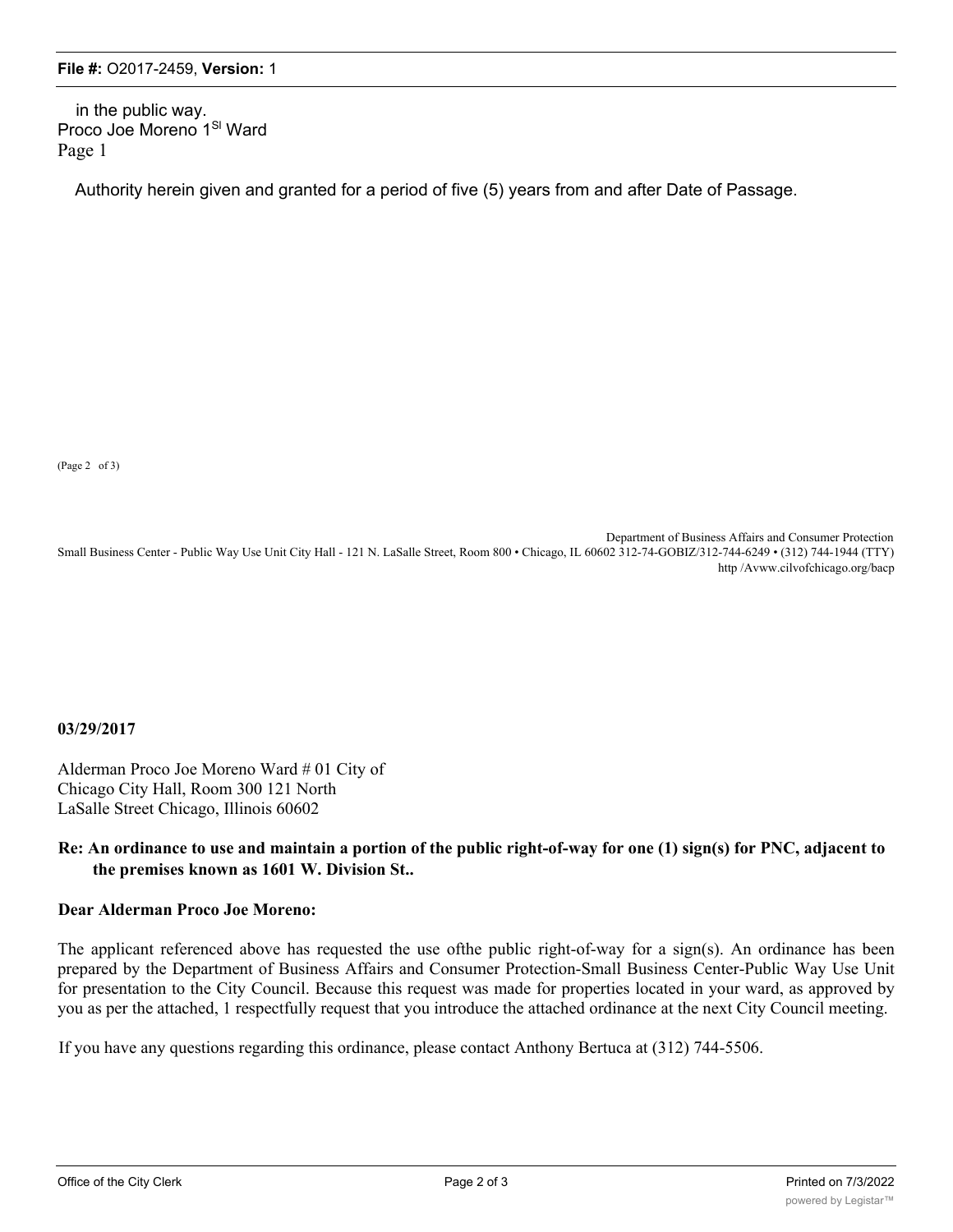in the public way.
Proco Joe Moreno 1[St] Ward
Page 1

Authority herein given and granted for a period of five (5) years from and after Date of Passage.

(Page 2 of 3)

Department of Business Affairs and Consumer Protection
Small Business Center - Public Way Use Unit City Hall - 121 N. LaSalle Street, Room 800 • Chicago, IL 60602 312-74-GOBIZ/312-744-6249 • (312) 744-1944 (TTY)
http /Avww.cilvofchicago.org/bacp

**03/29/2017**

Alderman Proco Joe Moreno Ward # 01 City of
Chicago City Hall, Room 300 121 North
LaSalle Street Chicago, Illinois 60602

**Re: An ordinance to use and maintain a portion of the public right-of-way for one (1) sign(s) for PNC, adjacent to the premises known as 1601 W. Division St..**

**Dear Alderman Proco Joe Moreno:**

The applicant referenced above has requested the use ofthe public right-of-way for a sign(s). An ordinance has been prepared by the Department of Business Affairs and Consumer Protection-Small Business Center-Public Way Use Unit for presentation to the City Council. Because this request was made for properties located in your ward, as approved by you as per the attached, 1 respectfully request that you introduce the attached ordinance at the next City Council meeting.

If you have any questions regarding this ordinance, please contact Anthony Bertuca at (312) 744-5506.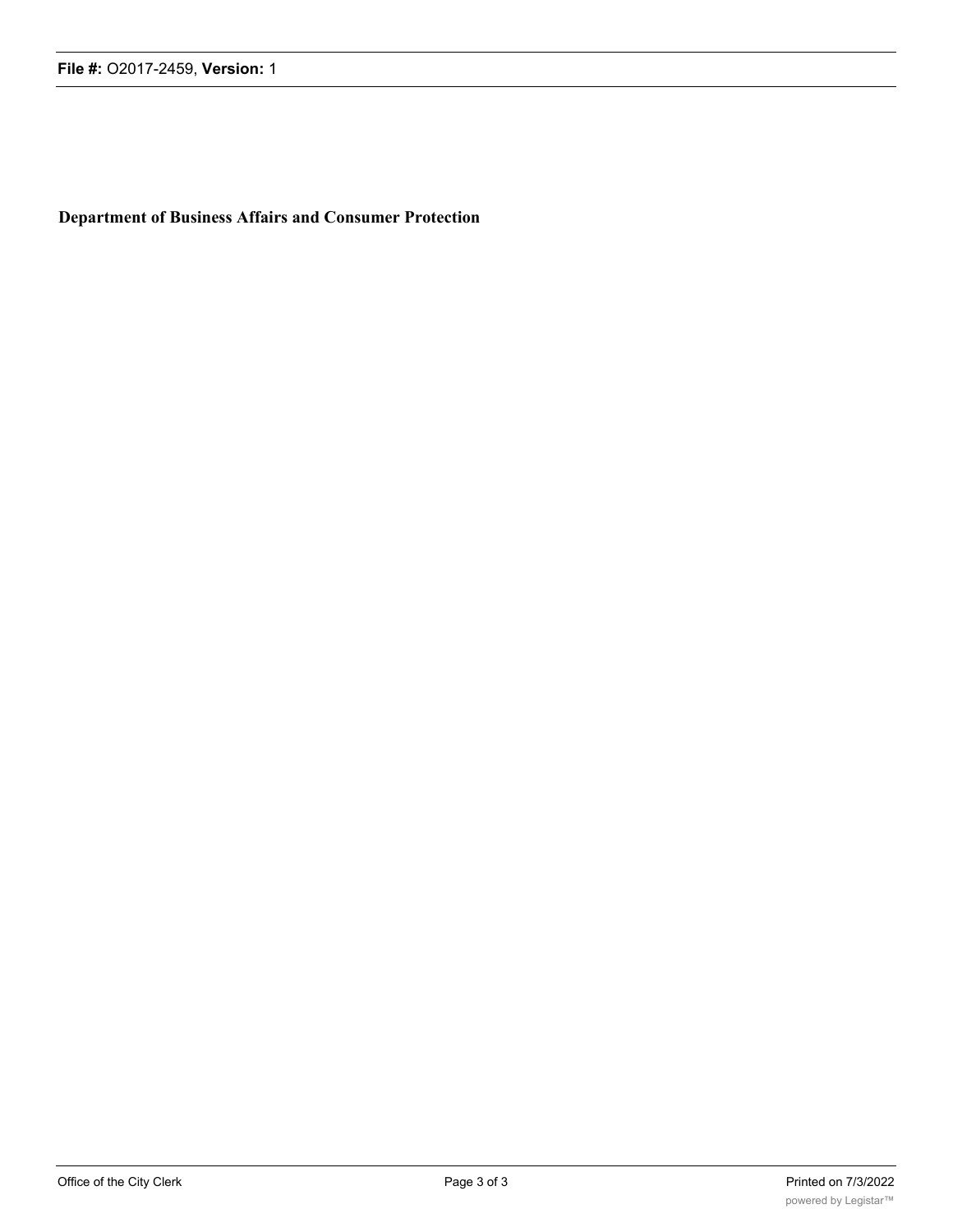**Department of Business Affairs and Consumer Protection**